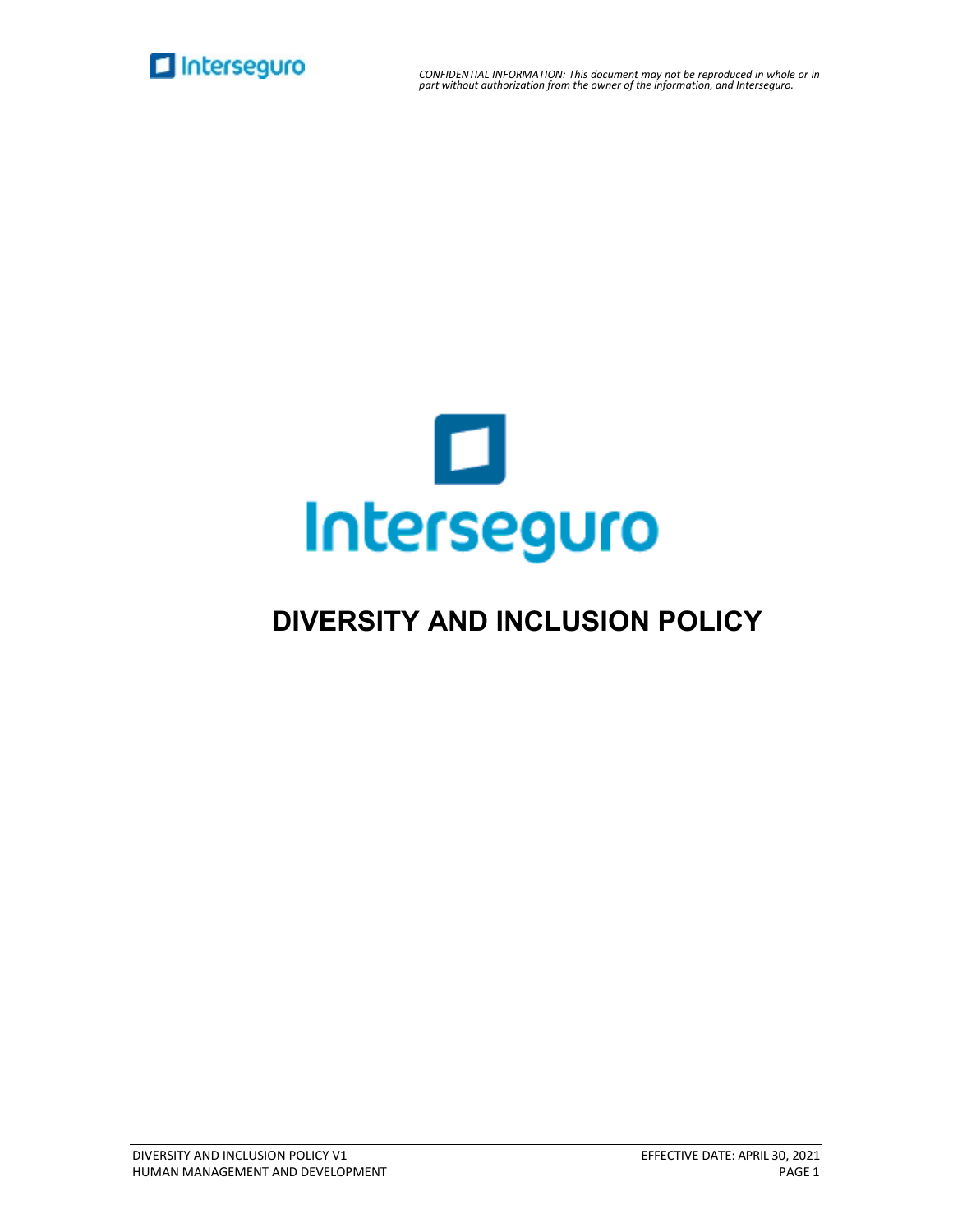Interseguro

# DIVERSITY AND INCLUSION POLICY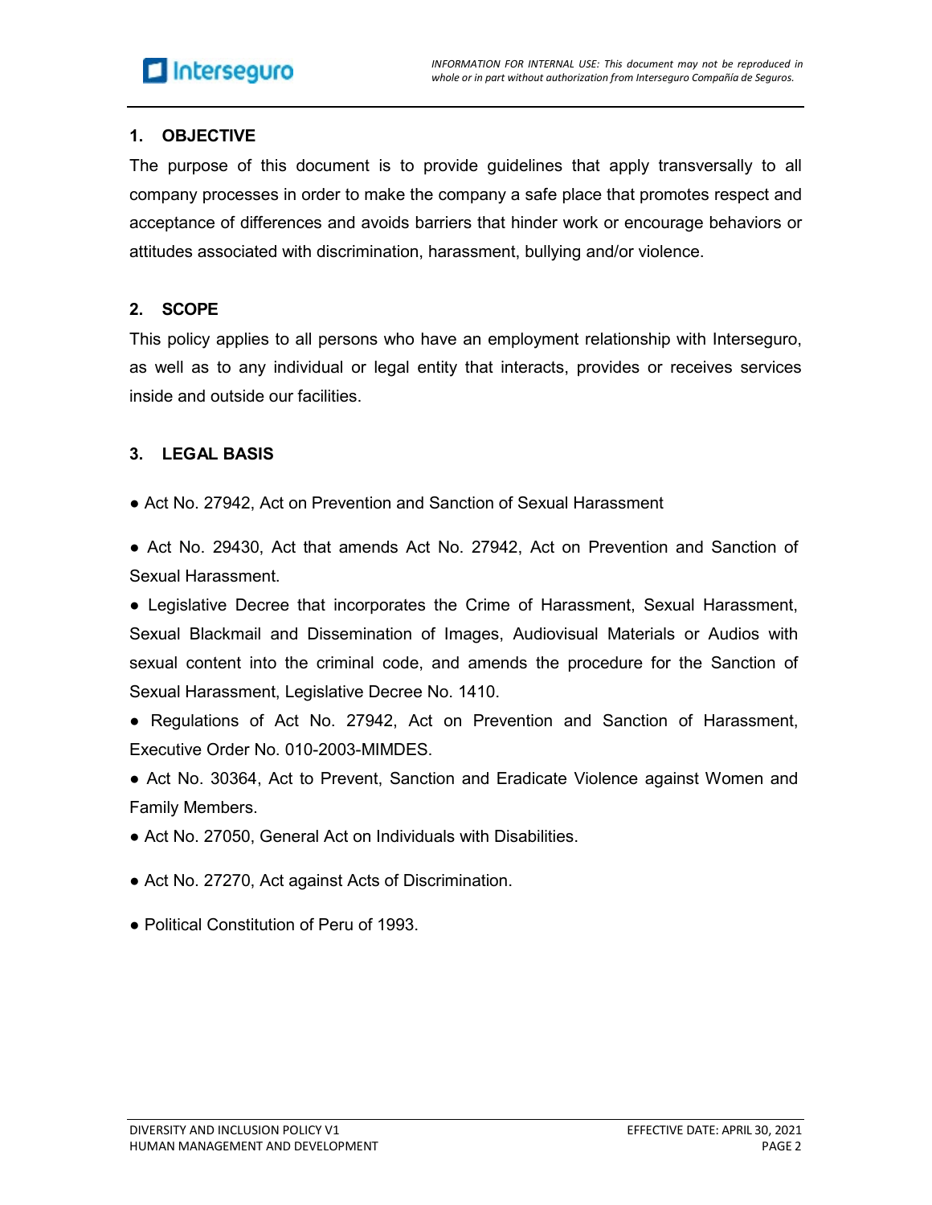## 1. OBJECTIVE

The purpose of this document is to provide guidelines that apply transversally to all company processes in order to make the company a safe place that promotes respect and acceptance of differences and avoids barriers that hinder work or encourage behaviors or attitudes associated with discrimination, harassment, bullying and/or violence.

## 2. SCOPE

This policy applies to all persons who have an employment relationship with Interseguro, as well as to any individual or legal entity that interacts, provides or receives services inside and outside our facilities.

## 3. LEGAL BASIS

- Act No. 27942, Act on Prevention and Sanction of Sexual Harassment
- Act No. 29430, Act that amends Act No. 27942, Act on Prevention and Sanction of Sexual Harassment.
- Legislative Decree that incorporates the Crime of Harassment, Sexual Harassment, Sexual Blackmail and Dissemination of Images, Audiovisual Materials or Audios with sexual content into the criminal code, and amends the procedure for the Sanction of Sexual Harassment, Legislative Decree No. 1410.
- Regulations of Act No. 27942, Act on Prevention and Sanction of Harassment, Executive Order No. 010-2003-MIMDES.
- Act No. 30364, Act to Prevent, Sanction and Eradicate Violence against Women and Family Members.
- Act No. 27050, General Act on Individuals with Disabilities.
- Act No. 27270, Act against Acts of Discrimination.
- Political Constitution of Peru of 1993.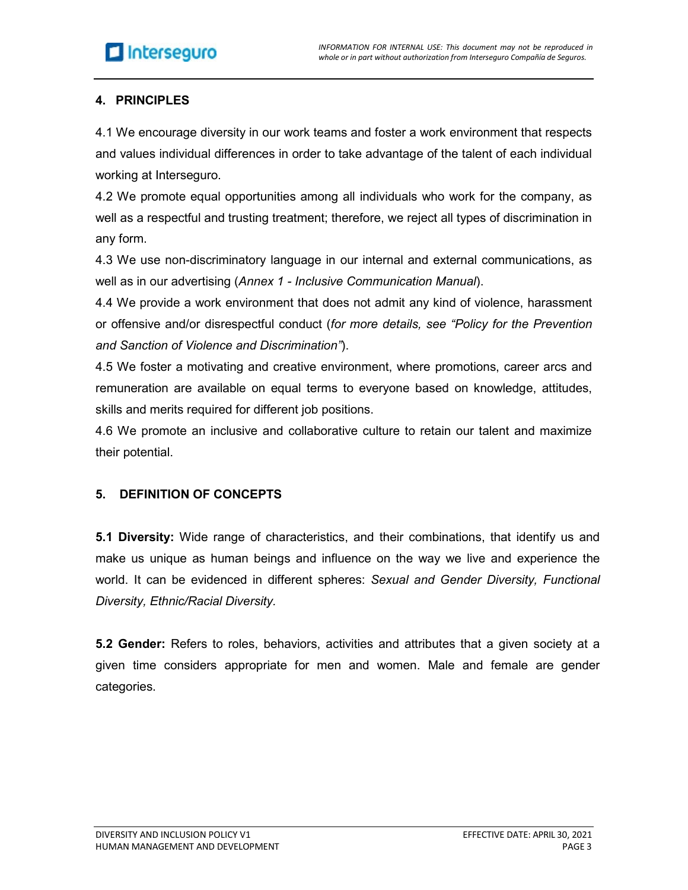## 4. PRINCIPLES

4.1 We encourage diversity in our work teams and foster a work environment that respects and values individual differences in order to take advantage of the talent of each individual working at Interseguro.

4.2 We promote equal opportunities among all individuals who work for the company, as well as a respectful and trusting treatment; therefore, we reject all types of discrimination in any form.

4.3 We use non-discriminatory language in our internal and external communications, as well as in our advertising (*Annex 1 - Inclusive Communication Manual*).

4.4 We provide a work environment that does not admit any kind of violence, harassment or offensive and/or disrespectful conduct (*for more details, see "Policy for the Prevention and Sanction of Violence and Discrimination"*).

4.5 We foster a motivating and creative environment, where promotions, career arcs and remuneration are available on equal terms to everyone based on knowledge, attitudes, skills and merits required for different job positions.

4.6 We promote an inclusive and collaborative culture to retain our talent and maximize their potential.

## 5. DEFINITION OF CONCEPTS

**5.1 Diversity:** Wide range of characteristics, and their combinations, that identify us and make us unique as human beings and influence on the way we live and experience the world. It can be evidenced in different spheres: *Sexual and Gender Diversity, Functional Diversity, Ethnic/Racial Diversity.*

**5.2 Gender:** Refers to roles, behaviors, activities and attributes that a given society at a given time considers appropriate for men and women. Male and female are gender categories.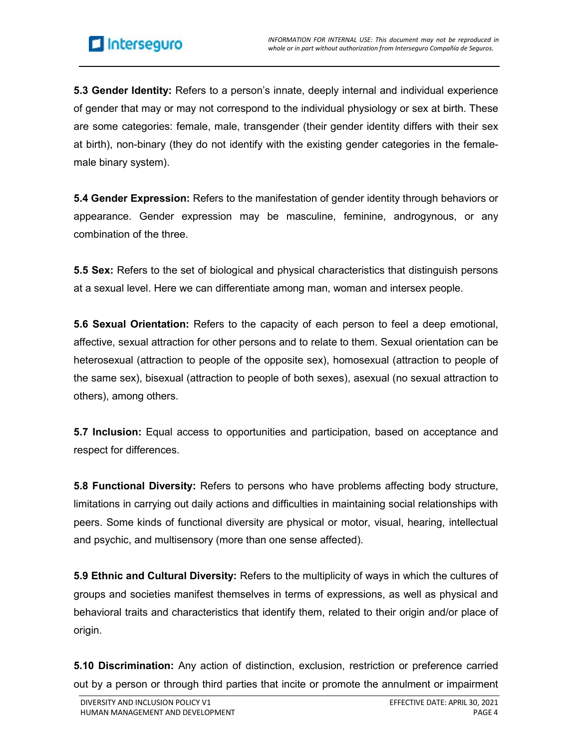**5.3 Gender Identity:** Refers to a person's innate, deeply internal and individual experience of gender that may or may not correspond to the individual physiology or sex at birth. These are some categories: female, male, transgender (their gender identity differs with their sex at birth), non-binary (they do not identify with the existing gender categories in the female-male binary system).

**5.4 Gender Expression:** Refers to the manifestation of gender identity through behaviors or appearance. Gender expression may be masculine, feminine, androgynous, or any combination of the three.

**5.5 Sex:** Refers to the set of biological and physical characteristics that distinguish persons at a sexual level. Here we can differentiate among man, woman and intersex people.

**5.6 Sexual Orientation:** Refers to the capacity of each person to feel a deep emotional, affective, sexual attraction for other persons and to relate to them. Sexual orientation can be heterosexual (attraction to people of the opposite sex), homosexual (attraction to people of the same sex), bisexual (attraction to people of both sexes), asexual (no sexual attraction to others), among others.

**5.7 Inclusion:** Equal access to opportunities and participation, based on acceptance and respect for differences.

**5.8 Functional Diversity:** Refers to persons who have problems affecting body structure, limitations in carrying out daily actions and difficulties in maintaining social relationships with peers. Some kinds of functional diversity are physical or motor, visual, hearing, intellectual and psychic, and multisensory (more than one sense affected).

**5.9 Ethnic and Cultural Diversity:** Refers to the multiplicity of ways in which the cultures of groups and societies manifest themselves in terms of expressions, as well as physical and behavioral traits and characteristics that identify them, related to their origin and/or place of origin.

**5.10 Discrimination:** Any action of distinction, exclusion, restriction or preference carried out by a person or through third parties that incite or promote the annulment or impairment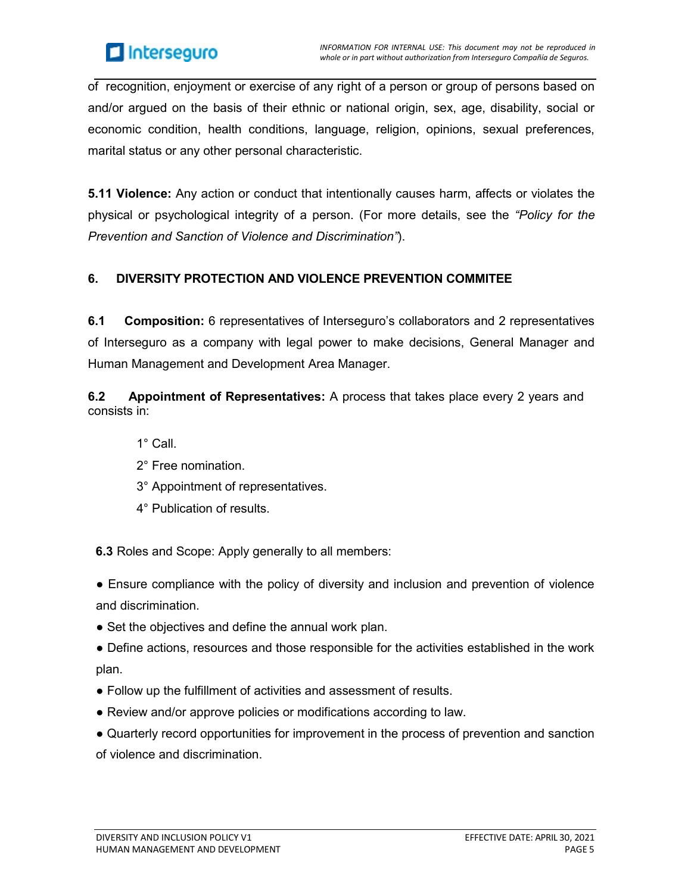of recognition, enjoyment or exercise of any right of a person or group of persons based on and/or argued on the basis of their ethnic or national origin, sex, age, disability, social or economic condition, health conditions, language, religion, opinions, sexual preferences, marital status or any other personal characteristic.

**5.11 Violence:** Any action or conduct that intentionally causes harm, affects or violates the physical or psychological integrity of a person. (For more details, see the *"Policy for the Prevention and Sanction of Violence and Discrimination"*).

## 6. DIVERSITY PROTECTION AND VIOLENCE PREVENTION COMMITEE

**6.1 Composition:** 6 representatives of Interseguro's collaborators and 2 representatives of Interseguro as a company with legal power to make decisions, General Manager and Human Management and Development Area Manager.

**6.2 Appointment of Representatives:** A process that takes place every 2 years and consists in:

1° Call.

2° Free nomination.

3° Appointment of representatives.

4° Publication of results.

**6.3** Roles and Scope: Apply generally to all members:

- Ensure compliance with the policy of diversity and inclusion and prevention of violence and discrimination.
- Set the objectives and define the annual work plan.
- Define actions, resources and those responsible for the activities established in the work plan.
- Follow up the fulfillment of activities and assessment of results.
- Review and/or approve policies or modifications according to law.
- Quarterly record opportunities for improvement in the process of prevention and sanction of violence and discrimination.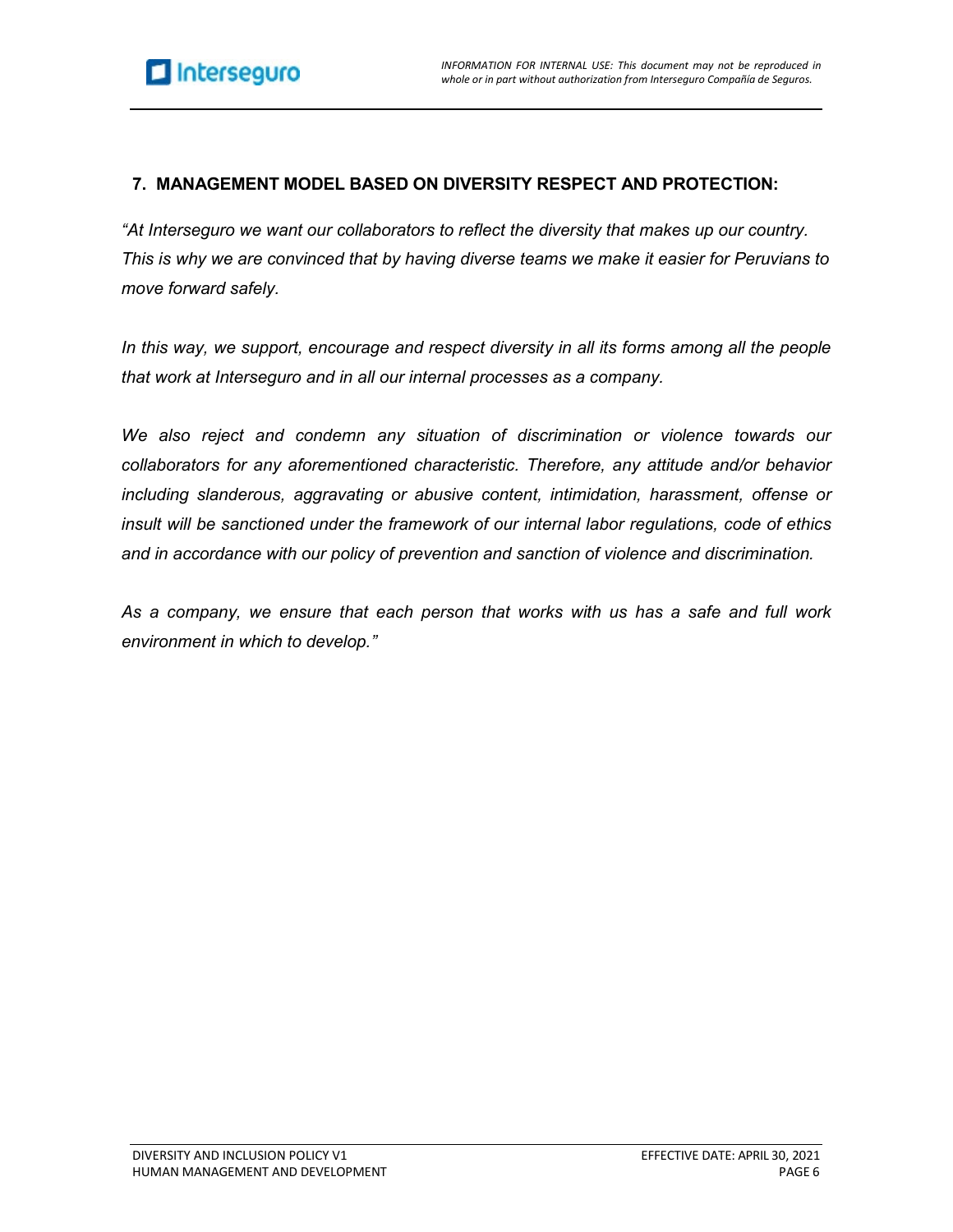## 7. MANAGEMENT MODEL BASED ON DIVERSITY RESPECT AND PROTECTION:

*"At Interseguro we want our collaborators to reflect the diversity that makes up our country. This is why we are convinced that by having diverse teams we make it easier for Peruvians to move forward safely.*

*In this way, we support, encourage and respect diversity in all its forms among all the people that work at Interseguro and in all our internal processes as a company.*

*We also reject and condemn any situation of discrimination or violence towards our collaborators for any aforementioned characteristic. Therefore, any attitude and/or behavior including slanderous, aggravating or abusive content, intimidation, harassment, offense or insult will be sanctioned under the framework of our internal labor regulations, code of ethics and in accordance with our policy of prevention and sanction of violence and discrimination.*

*As a company, we ensure that each person that works with us has a safe and full work environment in which to develop."*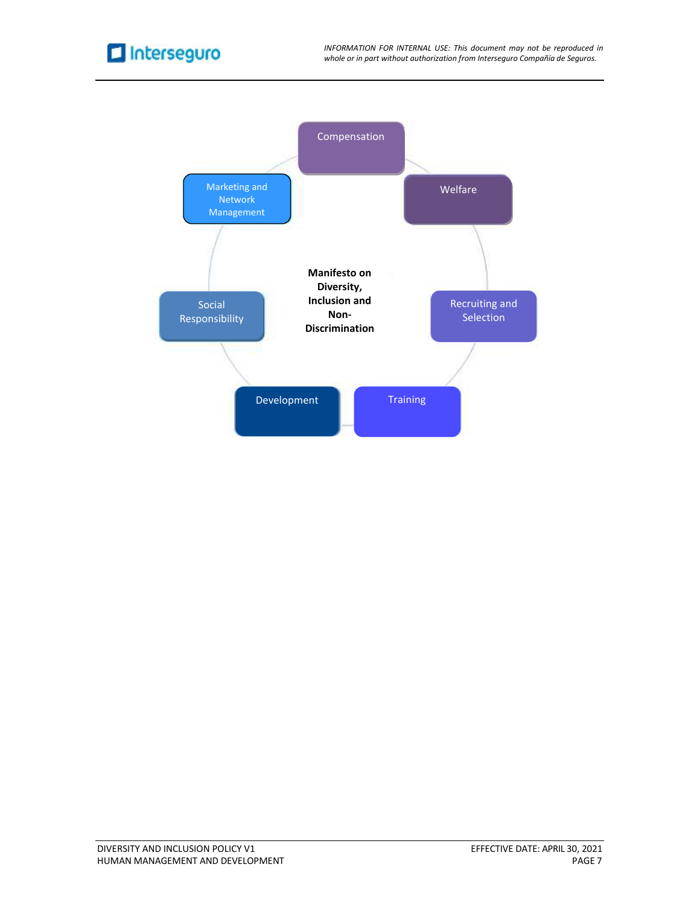**Manifesto on Diversity, Inclusion and Non-Discrimination**

- Compensation
- Welfare
- Recruiting and Selection
- Training
- Development
- Social Responsibility
- Marketing and Network Management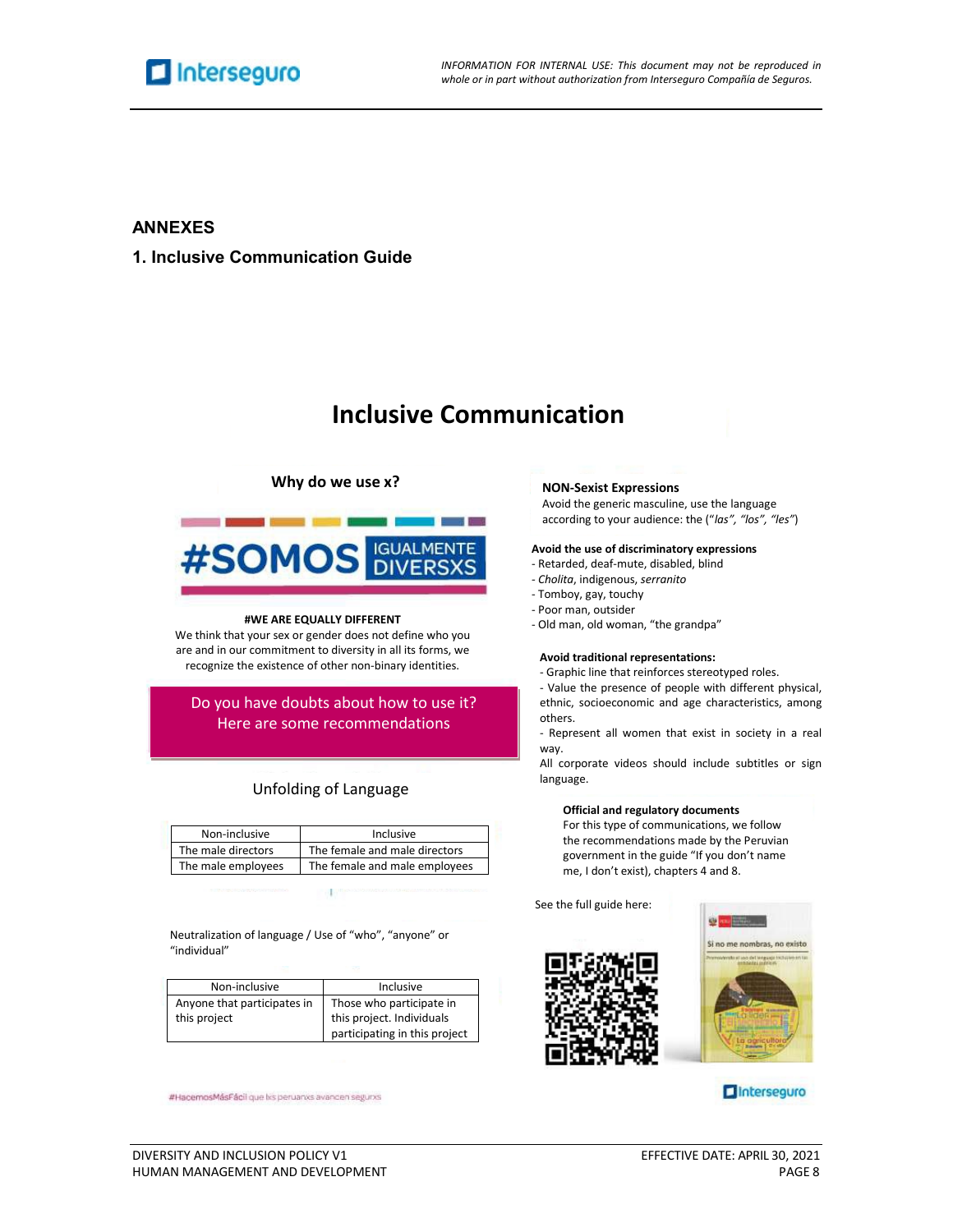## ANNEXES

### 1. Inclusive Communication Guide

# Inclusive Communication

**Why do we use x?**

#SOMOS IGUALMENTE DIVERSXS

**#WE ARE EQUALLY DIFFERENT**

We think that your sex or gender does not define who you are and in our commitment to diversity in all its forms, we recognize the existence of other non-binary identities.

Do you have doubts about how to use it?
Here are some recommendations

Unfolding of Language

| Non-inclusive | Inclusive |
|---|---|
| The male directors | The female and male directors |
| The male employees | The female and male employees |

Neutralization of language / Use of "who", "anyone" or "individual"

| Non-inclusive | Inclusive |
|---|---|
| Anyone that participates in this project | Those who participate in this project. Individuals participating in this project |

#HacemosMásFácil que lxs peruanxs avancen segurxs

**NON-Sexist Expressions**

Avoid the generic masculine, use the language according to your audience: the (*"las", "los", "les"*)

**Avoid the use of discriminatory expressions**

- Retarded, deaf-mute, disabled, blind
- *Cholita*, indigenous, *serranito*
- Tomboy, gay, touchy
- Poor man, outsider
- Old man, old woman, "the grandpa"

**Avoid traditional representations:**

- Graphic line that reinforces stereotyped roles.
- Value the presence of people with different physical, ethnic, socioeconomic and age characteristics, among others.
- Represent all women that exist in society in a real way.

All corporate videos should include subtitles or sign language.

**Official and regulatory documents**

For this type of communications, we follow the recommendations made by the Peruvian government in the guide "If you don't name me, I don't exist), chapters 4 and 8.

See the full guide here:

Si no me nombras, no existo

Interseguro